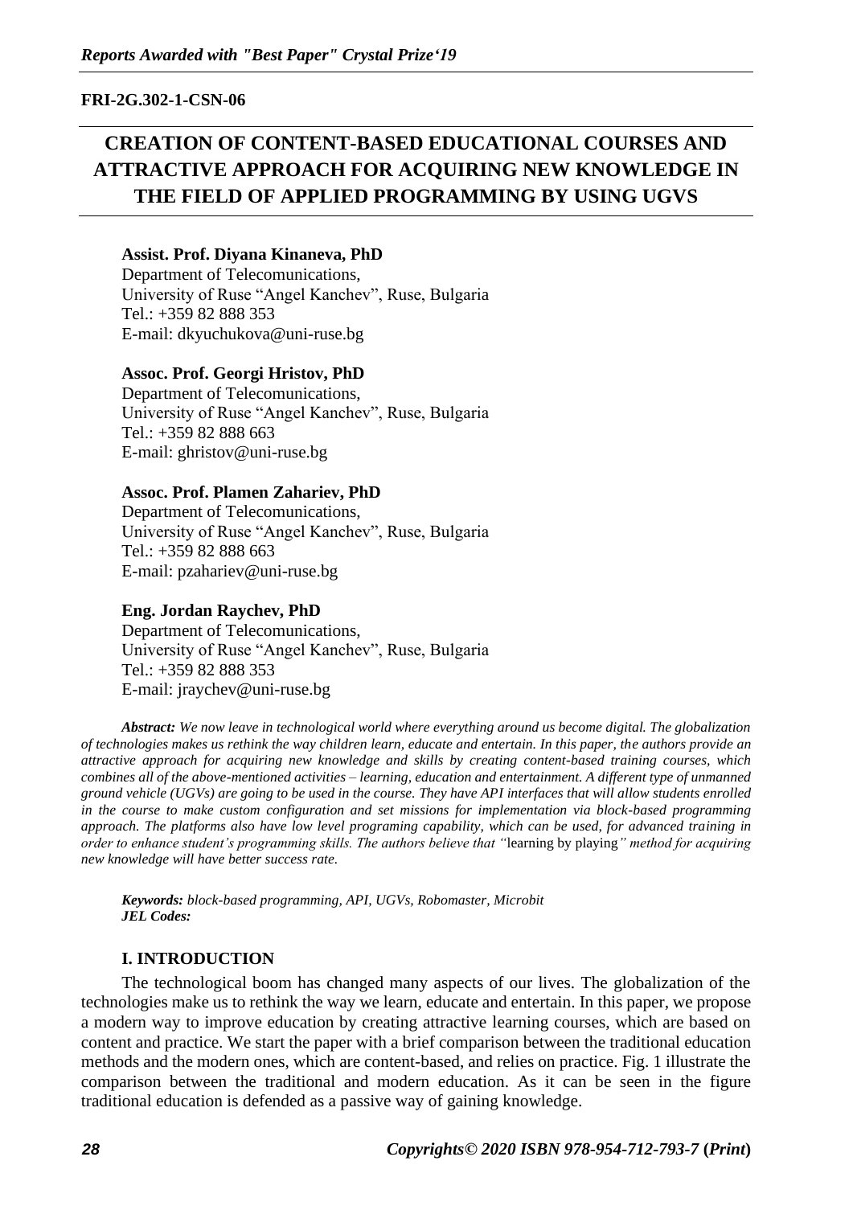**FRI-2G.302-1-CSN-06**

# CREATION OF CONTENT-BASED EDUCATIONAL COURSES AND ATTRACTIVE APPROACH FOR ACQUIRING NEW KNOWLEDGE IN THE FIELD OF APPLIED PROGRAMMING BY USING UGVS

**Assist. Prof. Diyana Kinaneva, PhD**
Department of Telecomunications,
University of Ruse "Angel Kanchev", Ruse, Bulgaria
Tel.: +359 82 888 353
E-mail: dkyuchukova@uni-ruse.bg

**Assoc. Prof. Georgi Hristov, PhD**
Department of Telecomunications,
University of Ruse "Angel Kanchev", Ruse, Bulgaria
Tel.: +359 82 888 663
E-mail: ghristov@uni-ruse.bg

**Assoc. Prof. Plamen Zahariev, PhD**
Department of Telecomunications,
University of Ruse "Angel Kanchev", Ruse, Bulgaria
Tel.: +359 82 888 663
E-mail: pzahariev@uni-ruse.bg

**Eng. Jordan Raychev, PhD**
Department of Telecomunications,
University of Ruse "Angel Kanchev", Ruse, Bulgaria
Tel.: +359 82 888 353
E-mail: jraychev@uni-ruse.bg

***Abstract:*** *We now leave in technological world where everything around us become digital. The globalization of technologies makes us rethink the way children learn, educate and entertain. In this paper, the authors provide an attractive approach for acquiring new knowledge and skills by creating content-based training courses, which combines all of the above-mentioned activities – learning, education and entertainment. A different type of unmanned ground vehicle (UGVs) are going to be used in the course. They have API interfaces that will allow students enrolled in the course to make custom configuration and set missions for implementation via block-based programming approach. The platforms also have low level programing capability, which can be used, for advanced training in order to enhance student's programming skills. The authors believe that "*learning by playing*" method for acquiring new knowledge will have better success rate.*

***Keywords:*** *block-based programming, API, UGVs, Robomaster, Microbit*
***JEL Codes:***

## I. INTRODUCTION

The technological boom has changed many aspects of our lives. The globalization of the technologies make us to rethink the way we learn, educate and entertain. In this paper, we propose a modern way to improve education by creating attractive learning courses, which are based on content and practice. We start the paper with a brief comparison between the traditional education methods and the modern ones, which are content-based, and relies on practice. Fig. 1 illustrate the comparison between the traditional and modern education. As it can be seen in the figure traditional education is defended as a passive way of gaining knowledge.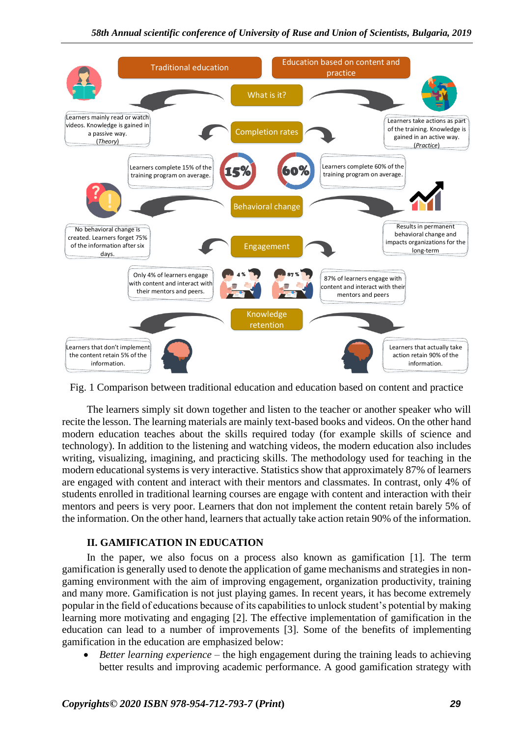Fig. 1 Comparison between traditional education and education based on content and practice

The learners simply sit down together and listen to the teacher or another speaker who will recite the lesson. The learning materials are mainly text-based books and videos. On the other hand modern education teaches about the skills required today (for example skills of science and technology). In addition to the listening and watching videos, the modern education also includes writing, visualizing, imagining, and practicing skills. The methodology used for teaching in the modern educational systems is very interactive. Statistics show that approximately 87% of learners are engaged with content and interact with their mentors and classmates. In contrast, only 4% of students enrolled in traditional learning courses are engage with content and interaction with their mentors and peers is very poor. Learners that don not implement the content retain barely 5% of the information. On the other hand, learners that actually take action retain 90% of the information.

## II. GAMIFICATION IN EDUCATION

In the paper, we also focus on a process also known as gamification [1]. The term gamification is generally used to denote the application of game mechanisms and strategies in non-gaming environment with the aim of improving engagement, organization productivity, training and many more. Gamification is not just playing games. In recent years, it has become extremely popular in the field of educations because of its capabilities to unlock student's potential by making learning more motivating and engaging [2]. The effective implementation of gamification in the education can lead to a number of improvements [3]. Some of the benefits of implementing gamification in the education are emphasized below:

- *Better learning experience* – the high engagement during the training leads to achieving better results and improving academic performance. A good gamification strategy with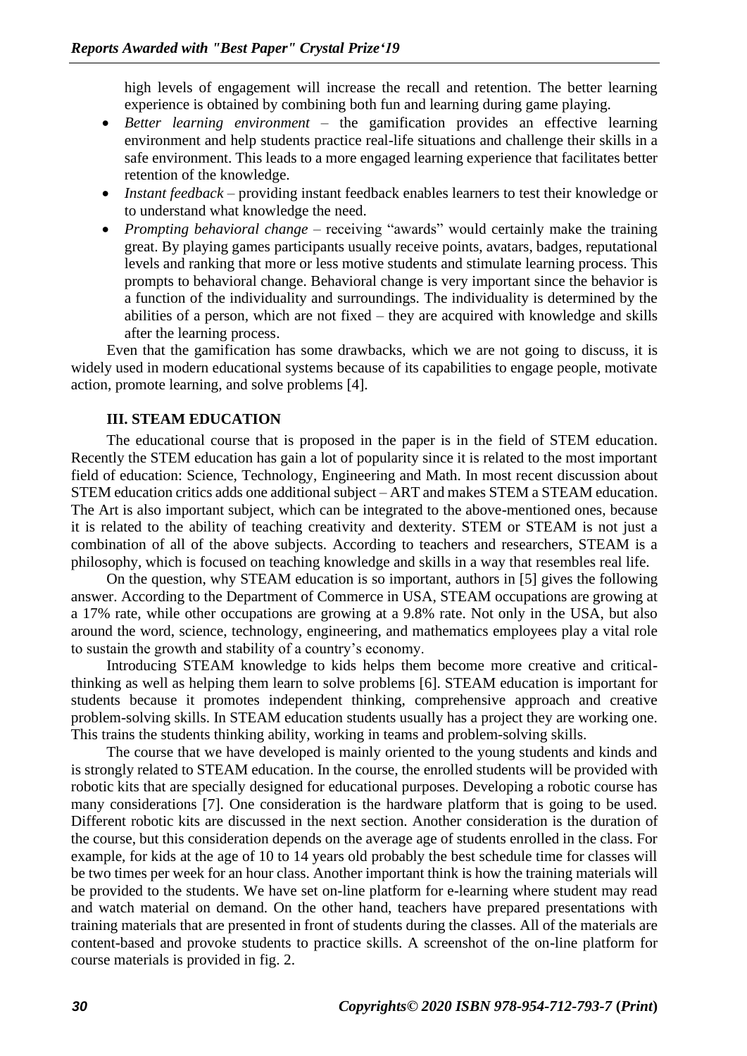high levels of engagement will increase the recall and retention. The better learning experience is obtained by combining both fun and learning during game playing.

- *Better learning environment* – the gamification provides an effective learning environment and help students practice real-life situations and challenge their skills in a safe environment. This leads to a more engaged learning experience that facilitates better retention of the knowledge.
- *Instant feedback* – providing instant feedback enables learners to test their knowledge or to understand what knowledge the need.
- *Prompting behavioral change* – receiving "awards" would certainly make the training great. By playing games participants usually receive points, avatars, badges, reputational levels and ranking that more or less motive students and stimulate learning process. This prompts to behavioral change. Behavioral change is very important since the behavior is a function of the individuality and surroundings. The individuality is determined by the abilities of a person, which are not fixed – they are acquired with knowledge and skills after the learning process.

Even that the gamification has some drawbacks, which we are not going to discuss, it is widely used in modern educational systems because of its capabilities to engage people, motivate action, promote learning, and solve problems [4].

## III. STEAM EDUCATION

The educational course that is proposed in the paper is in the field of STEM education. Recently the STEM education has gain a lot of popularity since it is related to the most important field of education: Science, Technology, Engineering and Math. In most recent discussion about STEM education critics adds one additional subject – ART and makes STEM a STEAM education. The Art is also important subject, which can be integrated to the above-mentioned ones, because it is related to the ability of teaching creativity and dexterity. STEM or STEAM is not just a combination of all of the above subjects. According to teachers and researchers, STEAM is a philosophy, which is focused on teaching knowledge and skills in a way that resembles real life.

On the question, why STEAM education is so important, authors in [5] gives the following answer. According to the Department of Commerce in USA, STEAM occupations are growing at a 17% rate, while other occupations are growing at a 9.8% rate. Not only in the USA, but also around the word, science, technology, engineering, and mathematics employees play a vital role to sustain the growth and stability of a country's economy.

Introducing STEAM knowledge to kids helps them become more creative and critical-thinking as well as helping them learn to solve problems [6]. STEAM education is important for students because it promotes independent thinking, comprehensive approach and creative problem-solving skills. In STEAM education students usually has a project they are working one. This trains the students thinking ability, working in teams and problem-solving skills.

The course that we have developed is mainly oriented to the young students and kinds and is strongly related to STEAM education. In the course, the enrolled students will be provided with robotic kits that are specially designed for educational purposes. Developing a robotic course has many considerations [7]. One consideration is the hardware platform that is going to be used. Different robotic kits are discussed in the next section. Another consideration is the duration of the course, but this consideration depends on the average age of students enrolled in the class. For example, for kids at the age of 10 to 14 years old probably the best schedule time for classes will be two times per week for an hour class. Another important think is how the training materials will be provided to the students. We have set on-line platform for e-learning where student may read and watch material on demand. On the other hand, teachers have prepared presentations with training materials that are presented in front of students during the classes. All of the materials are content-based and provoke students to practice skills. A screenshot of the on-line platform for course materials is provided in fig. 2.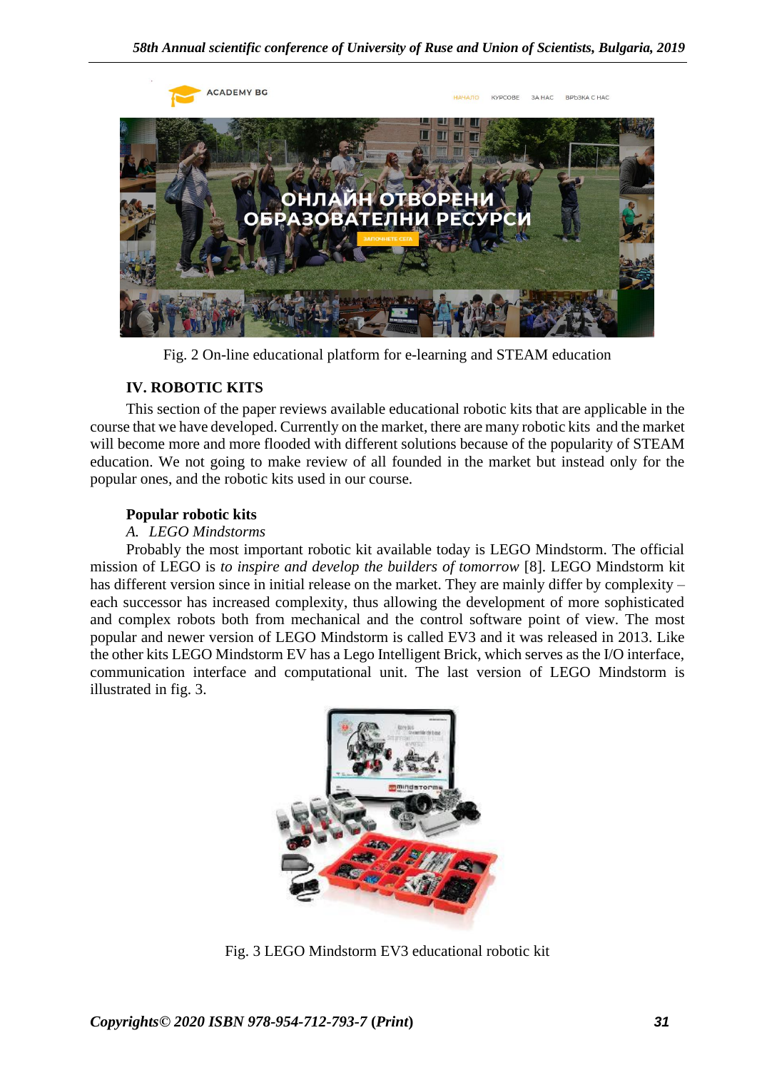Fig. 2 On-line educational platform for e-learning and STEAM education

## IV. ROBOTIC KITS

This section of the paper reviews available educational robotic kits that are applicable in the course that we have developed. Currently on the market, there are many robotic kits and the market will become more and more flooded with different solutions because of the popularity of STEAM education. We not going to make review of all founded in the market but instead only for the popular ones, and the robotic kits used in our course.

### Popular robotic kits

*A. LEGO Mindstorms*

Probably the most important robotic kit available today is LEGO Mindstorm. The official mission of LEGO is *to inspire and develop the builders of tomorrow* [8]. LEGO Mindstorm kit has different version since in initial release on the market. They are mainly differ by complexity – each successor has increased complexity, thus allowing the development of more sophisticated and complex robots both from mechanical and the control software point of view. The most popular and newer version of LEGO Mindstorm is called EV3 and it was released in 2013. Like the other kits LEGO Mindstorm EV has a Lego Intelligent Brick, which serves as the I/O interface, communication interface and computational unit. The last version of LEGO Mindstorm is illustrated in fig. 3.

Fig. 3 LEGO Mindstorm EV3 educational robotic kit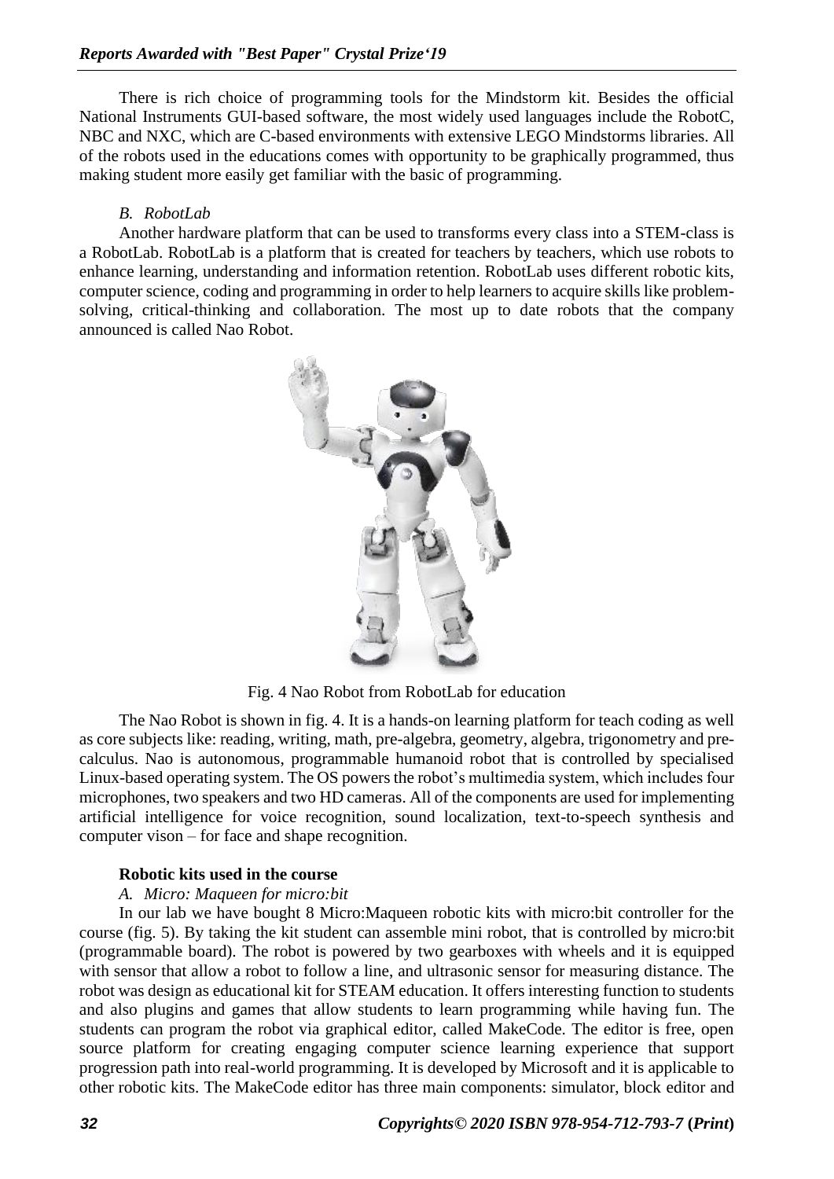There is rich choice of programming tools for the Mindstorm kit. Besides the official National Instruments GUI-based software, the most widely used languages include the RobotC, NBC and NXC, which are C-based environments with extensive LEGO Mindstorms libraries. All of the robots used in the educations comes with opportunity to be graphically programmed, thus making student more easily get familiar with the basic of programming.

### *B. RobotLab*

Another hardware platform that can be used to transforms every class into a STEM-class is a RobotLab. RobotLab is a platform that is created for teachers by teachers, which use robots to enhance learning, understanding and information retention. RobotLab uses different robotic kits, computer science, coding and programming in order to help learners to acquire skills like problem-solving, critical-thinking and collaboration. The most up to date robots that the company announced is called Nao Robot.

Fig. 4 Nao Robot from RobotLab for education

The Nao Robot is shown in fig. 4. It is a hands-on learning platform for teach coding as well as core subjects like: reading, writing, math, pre-algebra, geometry, algebra, trigonometry and pre-calculus. Nao is autonomous, programmable humanoid robot that is controlled by specialised Linux-based operating system. The OS powers the robot's multimedia system, which includes four microphones, two speakers and two HD cameras. All of the components are used for implementing artificial intelligence for voice recognition, sound localization, text-to-speech synthesis and computer vison – for face and shape recognition.

## **Robotic kits used in the course**

### *A. Micro: Maqueen for micro:bit*

In our lab we have bought 8 Micro:Maqueen robotic kits with micro:bit controller for the course (fig. 5). By taking the kit student can assemble mini robot, that is controlled by micro:bit (programmable board). The robot is powered by two gearboxes with wheels and it is equipped with sensor that allow a robot to follow a line, and ultrasonic sensor for measuring distance. The robot was design as educational kit for STEAM education. It offers interesting function to students and also plugins and games that allow students to learn programming while having fun. The students can program the robot via graphical editor, called MakeCode. The editor is free, open source platform for creating engaging computer science learning experience that support progression path into real-world programming. It is developed by Microsoft and it is applicable to other robotic kits. The MakeCode editor has three main components: simulator, block editor and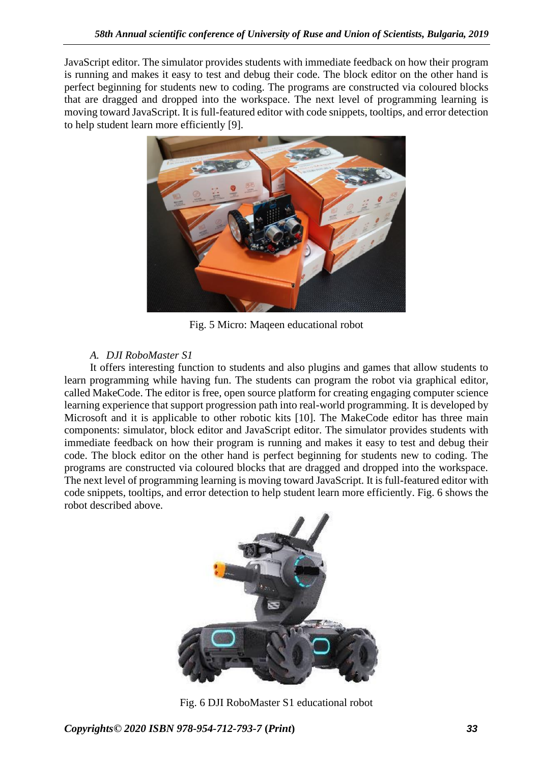JavaScript editor. The simulator provides students with immediate feedback on how their program is running and makes it easy to test and debug their code. The block editor on the other hand is perfect beginning for students new to coding. The programs are constructed via coloured blocks that are dragged and dropped into the workspace. The next level of programming learning is moving toward JavaScript. It is full-featured editor with code snippets, tooltips, and error detection to help student learn more efficiently [9].

Fig. 5 Micro: Maqeen educational robot

### *A. DJI RoboMaster S1*

It offers interesting function to students and also plugins and games that allow students to learn programming while having fun. The students can program the robot via graphical editor, called MakeCode. The editor is free, open source platform for creating engaging computer science learning experience that support progression path into real-world programming. It is developed by Microsoft and it is applicable to other robotic kits [10]. The MakeCode editor has three main components: simulator, block editor and JavaScript editor. The simulator provides students with immediate feedback on how their program is running and makes it easy to test and debug their code. The block editor on the other hand is perfect beginning for students new to coding. The programs are constructed via coloured blocks that are dragged and dropped into the workspace. The next level of programming learning is moving toward JavaScript. It is full-featured editor with code snippets, tooltips, and error detection to help student learn more efficiently. Fig. 6 shows the robot described above.

Fig. 6 DJI RoboMaster S1 educational robot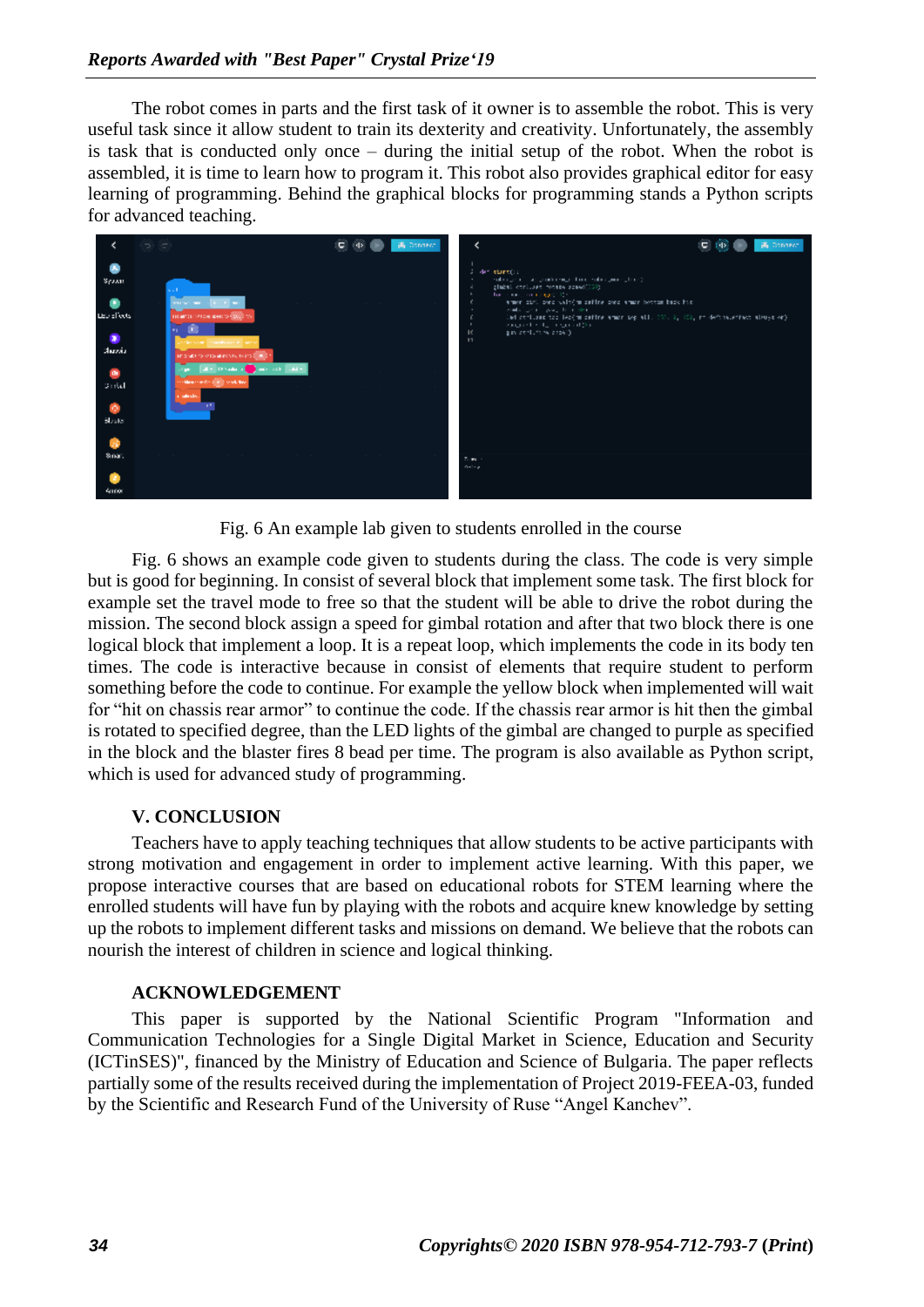The robot comes in parts and the first task of it owner is to assemble the robot. This is very useful task since it allow student to train its dexterity and creativity. Unfortunately, the assembly is task that is conducted only once – during the initial setup of the robot. When the robot is assembled, it is time to learn how to program it. This robot also provides graphical editor for easy learning of programming. Behind the graphical blocks for programming stands a Python scripts for advanced teaching.

Fig. 6 An example lab given to students enrolled in the course

Fig. 6 shows an example code given to students during the class. The code is very simple but is good for beginning. In consist of several block that implement some task. The first block for example set the travel mode to free so that the student will be able to drive the robot during the mission. The second block assign a speed for gimbal rotation and after that two block there is one logical block that implement a loop. It is a repeat loop, which implements the code in its body ten times. The code is interactive because in consist of elements that require student to perform something before the code to continue. For example the yellow block when implemented will wait for "hit on chassis rear armor" to continue the code. If the chassis rear armor is hit then the gimbal is rotated to specified degree, than the LED lights of the gimbal are changed to purple as specified in the block and the blaster fires 8 bead per time. The program is also available as Python script, which is used for advanced study of programming.

## V. CONCLUSION

Teachers have to apply teaching techniques that allow students to be active participants with strong motivation and engagement in order to implement active learning. With this paper, we propose interactive courses that are based on educational robots for STEM learning where the enrolled students will have fun by playing with the robots and acquire knew knowledge by setting up the robots to implement different tasks and missions on demand. We believe that the robots can nourish the interest of children in science and logical thinking.

## ACKNOWLEDGEMENT

This paper is supported by the National Scientific Program "Information and Communication Technologies for a Single Digital Market in Science, Education and Security (ICTinSES)", financed by the Ministry of Education and Science of Bulgaria. The paper reflects partially some of the results received during the implementation of Project 2019-FEEA-03, funded by the Scientific and Research Fund of the University of Ruse "Angel Kanchev".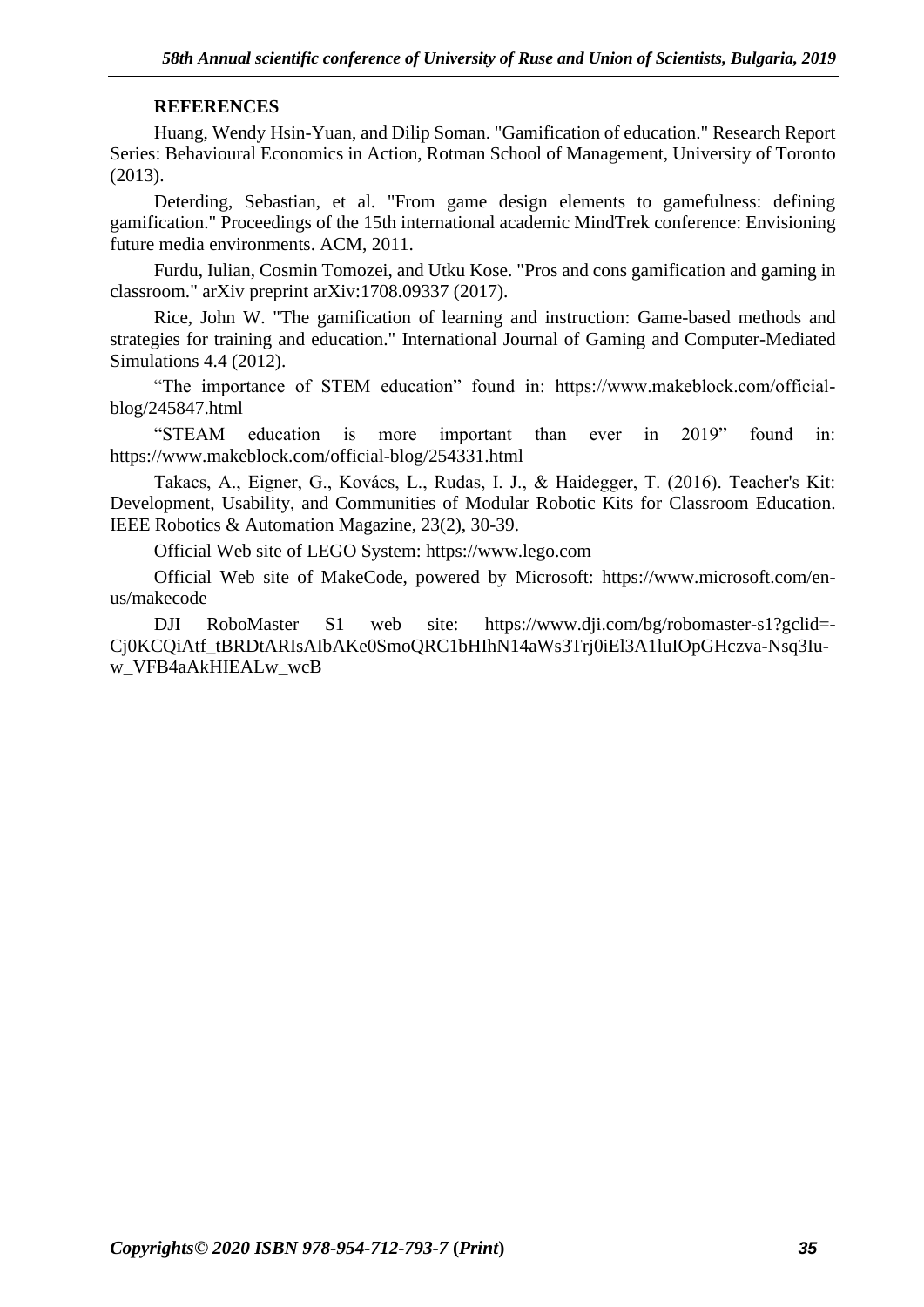## REFERENCES

Huang, Wendy Hsin-Yuan, and Dilip Soman. "Gamification of education." Research Report Series: Behavioural Economics in Action, Rotman School of Management, University of Toronto (2013).

Deterding, Sebastian, et al. "From game design elements to gamefulness: defining gamification." Proceedings of the 15th international academic MindTrek conference: Envisioning future media environments. ACM, 2011.

Furdu, Iulian, Cosmin Tomozei, and Utku Kose. "Pros and cons gamification and gaming in classroom." arXiv preprint arXiv:1708.09337 (2017).

Rice, John W. "The gamification of learning and instruction: Game-based methods and strategies for training and education." International Journal of Gaming and Computer-Mediated Simulations 4.4 (2012).

"The importance of STEM education" found in: https://www.makeblock.com/official-blog/245847.html

"STEAM education is more important than ever in 2019" found in: https://www.makeblock.com/official-blog/254331.html

Takacs, A., Eigner, G., Kovács, L., Rudas, I. J., & Haidegger, T. (2016). Teacher's Kit: Development, Usability, and Communities of Modular Robotic Kits for Classroom Education. IEEE Robotics & Automation Magazine, 23(2), 30-39.

Official Web site of LEGO System: https://www.lego.com

Official Web site of MakeCode, powered by Microsoft: https://www.microsoft.com/en-us/makecode

DJI RoboMaster S1 web site: https://www.dji.com/bg/robomaster-s1?gclid=-Cj0KCQiAtf_tBRDtARIsAIbAKe0SmoQRC1bHIhN14aWs3Trj0iEl3A1luIOpGHczva-Nsq3Iu-w_VFB4aAkHIEALw_wcB